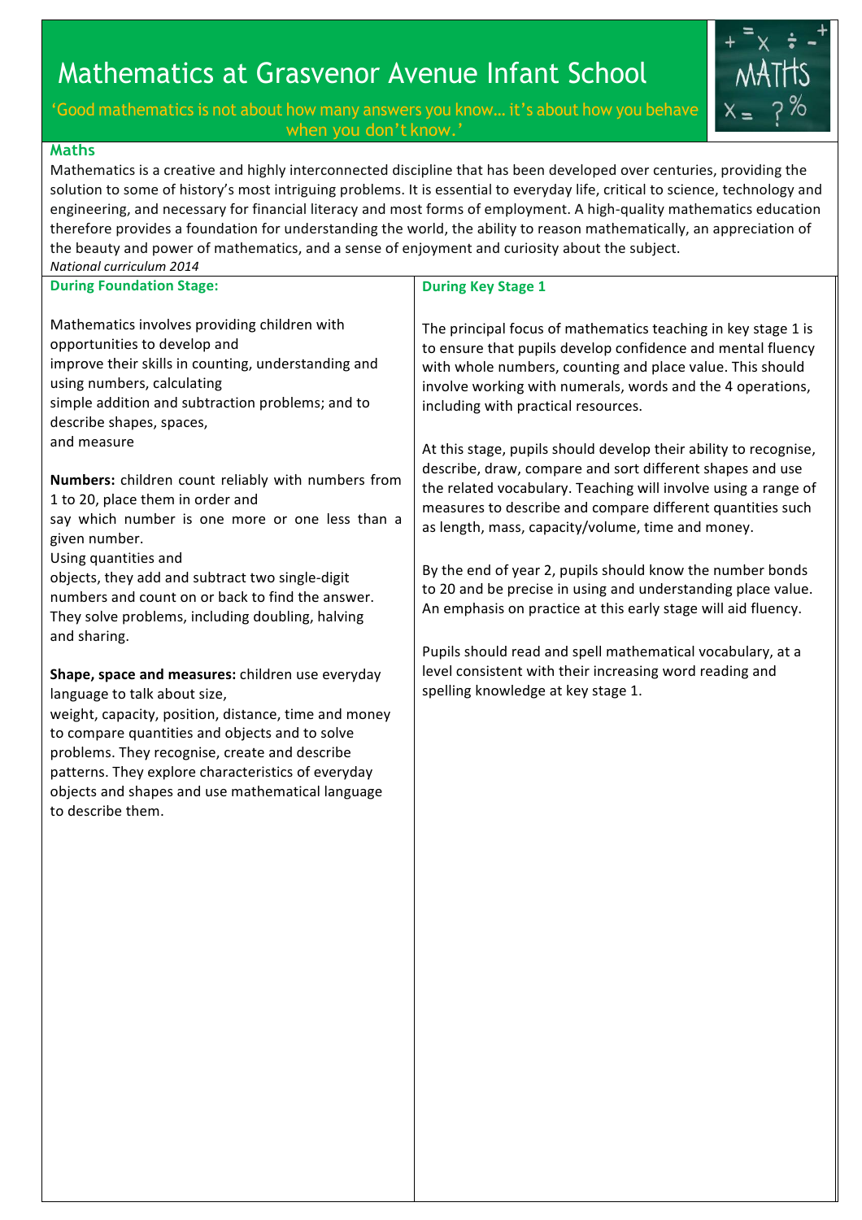# Mathematics at Grasvenor Avenue Infant School

'Good mathematics is not about how many answers you know… it's about how you behave when you don't know.'

## Maths

Mathematics is a creative and highly interconnected discipline that has been developed over centuries, providing the solution to some of history's most intriguing problems. It is essential to everyday life, critical to science, technology and engineering, and necessary for financial literacy and most forms of employment. A high-quality mathematics education therefore provides a foundation for understanding the world, the ability to reason mathematically, an appreciation of the beauty and power of mathematics, and a sense of enjoyment and curiosity about the subject.

*National curriculum 2014*

### During Foundation Stage:

Mathematics involves providing children with opportunities to develop and improve their skills in counting, understanding and using numbers, calculating simple addition and subtraction problems; and to describe shapes, spaces, and measure

**Numbers:** children count reliably with numbers from 1 to 20, place them in order and say which number is one more or one less than a given number. Using quantities and objects, they add and subtract two single-digit numbers and count on or back to find the answer. They solve problems, including doubling, halving and sharing.

**Shape, space and measures:** children use everyday language to talk about size, weight, capacity, position, distance, time and money to compare quantities and objects and to solve problems. They recognise, create and describe patterns. They explore characteristics of everyday objects and shapes and use mathematical language to describe them.

### During Key Stage 1

The principal focus of mathematics teaching in key stage 1 is to ensure that pupils develop confidence and mental fluency with whole numbers, counting and place value. This should involve working with numerals, words and the 4 operations, including with practical resources.

At this stage, pupils should develop their ability to recognise, describe, draw, compare and sort different shapes and use the related vocabulary. Teaching will involve using a range of measures to describe and compare different quantities such as length, mass, capacity/volume, time and money.

By the end of year 2, pupils should know the number bonds to 20 and be precise in using and understanding place value. An emphasis on practice at this early stage will aid fluency.

Pupils should read and spell mathematical vocabulary, at a level consistent with their increasing word reading and spelling knowledge at key stage 1.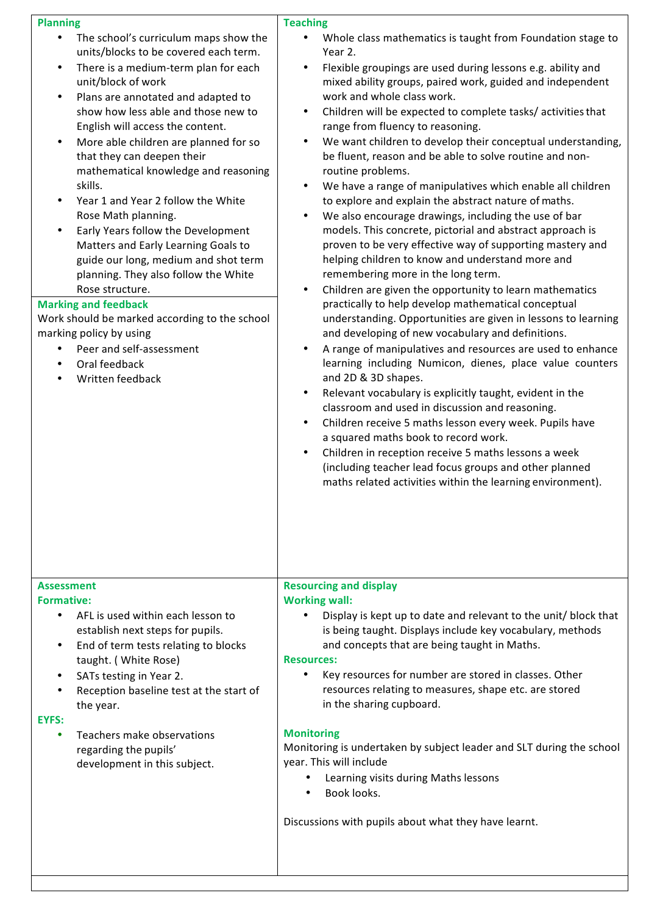## Planning

- The school's curriculum maps show the units/blocks to be covered each term.
- There is a medium-term plan for each unit/block of work
- Plans are annotated and adapted to show how less able and those new to English will access the content.
- More able children are planned for so that they can deepen their mathematical knowledge and reasoning skills.
- Year 1 and Year 2 follow the White Rose Math planning.
- Early Years follow the Development Matters and Early Learning Goals to guide our long, medium and shot term planning. They also follow the White Rose structure.

## Marking and feedback

Work should be marked according to the school marking policy by using

- Peer and self-assessment
- Oral feedback
- Written feedback

## Teaching

- Whole class mathematics is taught from Foundation stage to Year 2.
- Flexible groupings are used during lessons e.g. ability and mixed ability groups, paired work, guided and independent work and whole class work.
- Children will be expected to complete tasks/ activities that range from fluency to reasoning.
- We want children to develop their conceptual understanding, be fluent, reason and be able to solve routine and non-routine problems.
- We have a range of manipulatives which enable all children to explore and explain the abstract nature of maths.
- We also encourage drawings, including the use of bar models. This concrete, pictorial and abstract approach is proven to be very effective way of supporting mastery and helping children to know and understand more and remembering more in the long term.
- Children are given the opportunity to learn mathematics practically to help develop mathematical conceptual understanding. Opportunities are given in lessons to learning and developing of new vocabulary and definitions.
- A range of manipulatives and resources are used to enhance learning including Numicon, dienes, place value counters and 2D & 3D shapes.
- Relevant vocabulary is explicitly taught, evident in the classroom and used in discussion and reasoning.
- Children receive 5 maths lesson every week. Pupils have a squared maths book to record work.
- Children in reception receive 5 maths lessons a week (including teacher lead focus groups and other planned maths related activities within the learning environment).

## Assessment

### Formative:

- AFL is used within each lesson to establish next steps for pupils.
- End of term tests relating to blocks taught. ( White Rose)
- SATs testing in Year 2.
- Reception baseline test at the start of the year.

### EYFS:

- Teachers make observations regarding the pupils' development in this subject.

## Resourcing and display

### Working wall:

- Display is kept up to date and relevant to the unit/ block that is being taught. Displays include key vocabulary, methods and concepts that are being taught in Maths.

### Resources:

- Key resources for number are stored in classes. Other resources relating to measures, shape etc. are stored in the sharing cupboard.

## Monitoring

Monitoring is undertaken by subject leader and SLT during the school year. This will include

- Learning visits during Maths lessons
- Book looks.

Discussions with pupils about what they have learnt.